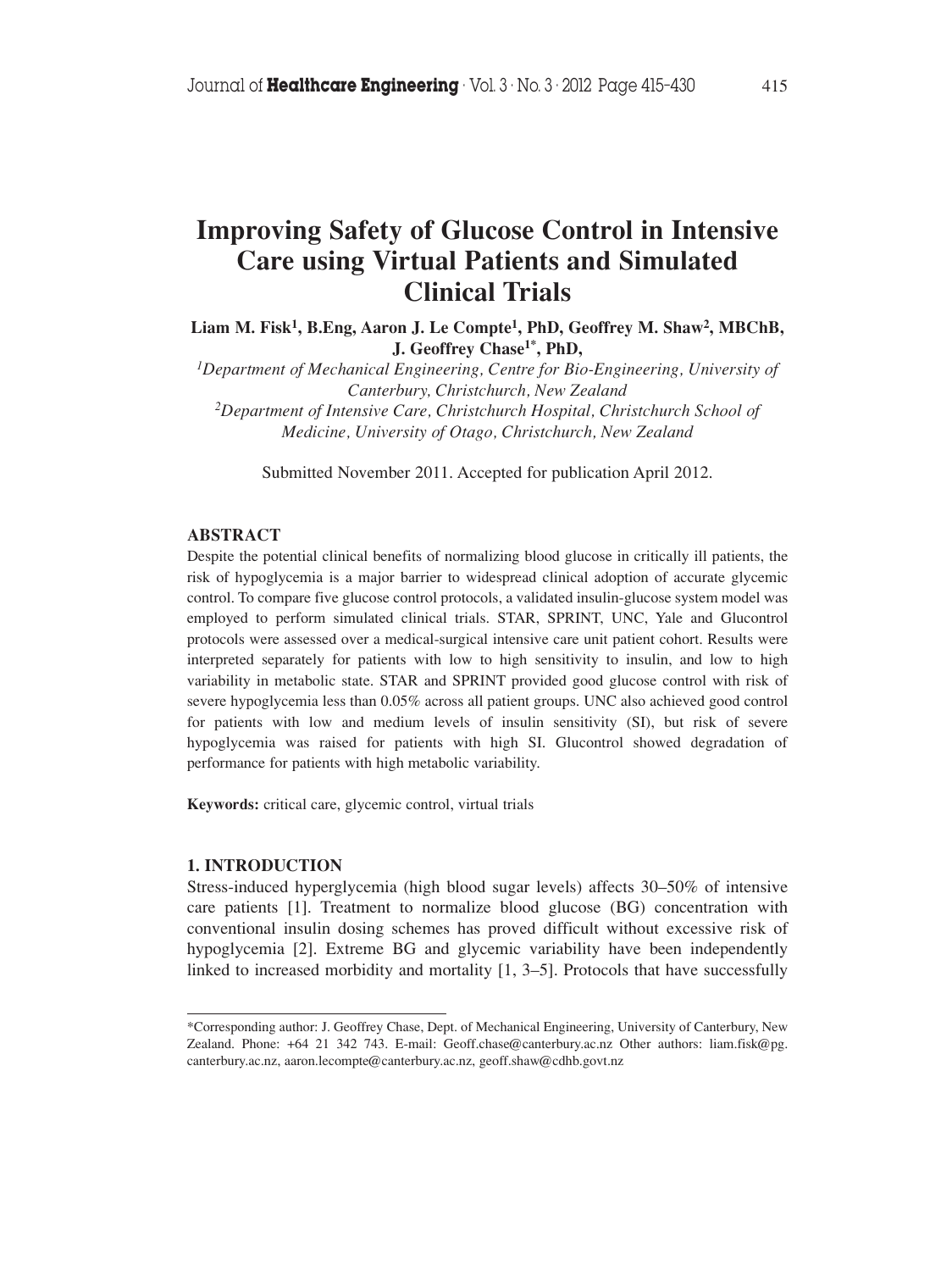# Improving Safety of Glucose Control in Intensive Care using Virtual Patients and Simulated Clinical Trials

**Liam M. Fisk[1], B.Eng, Aaron J. Le Compte[1], PhD, Geoffrey M. Shaw[2], MBChB, J. Geoffrey Chase[1]*, PhD,**

[1]*Department of Mechanical Engineering, Centre for Bio-Engineering, University of Canterbury, Christchurch, New Zealand*

[2]*Department of Intensive Care, Christchurch Hospital, Christchurch School of Medicine, University of Otago, Christchurch, New Zealand*

Submitted November 2011. Accepted for publication April 2012.

## ABSTRACT

Despite the potential clinical benefits of normalizing blood glucose in critically ill patients, the risk of hypoglycemia is a major barrier to widespread clinical adoption of accurate glycemic control. To compare five glucose control protocols, a validated insulin-glucose system model was employed to perform simulated clinical trials. STAR, SPRINT, UNC, Yale and Glucontrol protocols were assessed over a medical-surgical intensive care unit patient cohort. Results were interpreted separately for patients with low to high sensitivity to insulin, and low to high variability in metabolic state. STAR and SPRINT provided good glucose control with risk of severe hypoglycemia less than 0.05% across all patient groups. UNC also achieved good control for patients with low and medium levels of insulin sensitivity (SI), but risk of severe hypoglycemia was raised for patients with high SI. Glucontrol showed degradation of performance for patients with high metabolic variability.

**Keywords:** critical care, glycemic control, virtual trials

## 1. INTRODUCTION

Stress-induced hyperglycemia (high blood sugar levels) affects 30–50% of intensive care patients [1]. Treatment to normalize blood glucose (BG) concentration with conventional insulin dosing schemes has proved difficult without excessive risk of hypoglycemia [2]. Extreme BG and glycemic variability have been independently linked to increased morbidity and mortality [1, 3–5]. Protocols that have successfully

---

*Corresponding author: J. Geoffrey Chase, Dept. of Mechanical Engineering, University of Canterbury, New Zealand. Phone: +64 21 342 743. E-mail: Geoff.chase@canterbury.ac.nz Other authors: liam.fisk@pg.canterbury.ac.nz, aaron.lecompte@canterbury.ac.nz, geoff.shaw@cdhb.govt.nz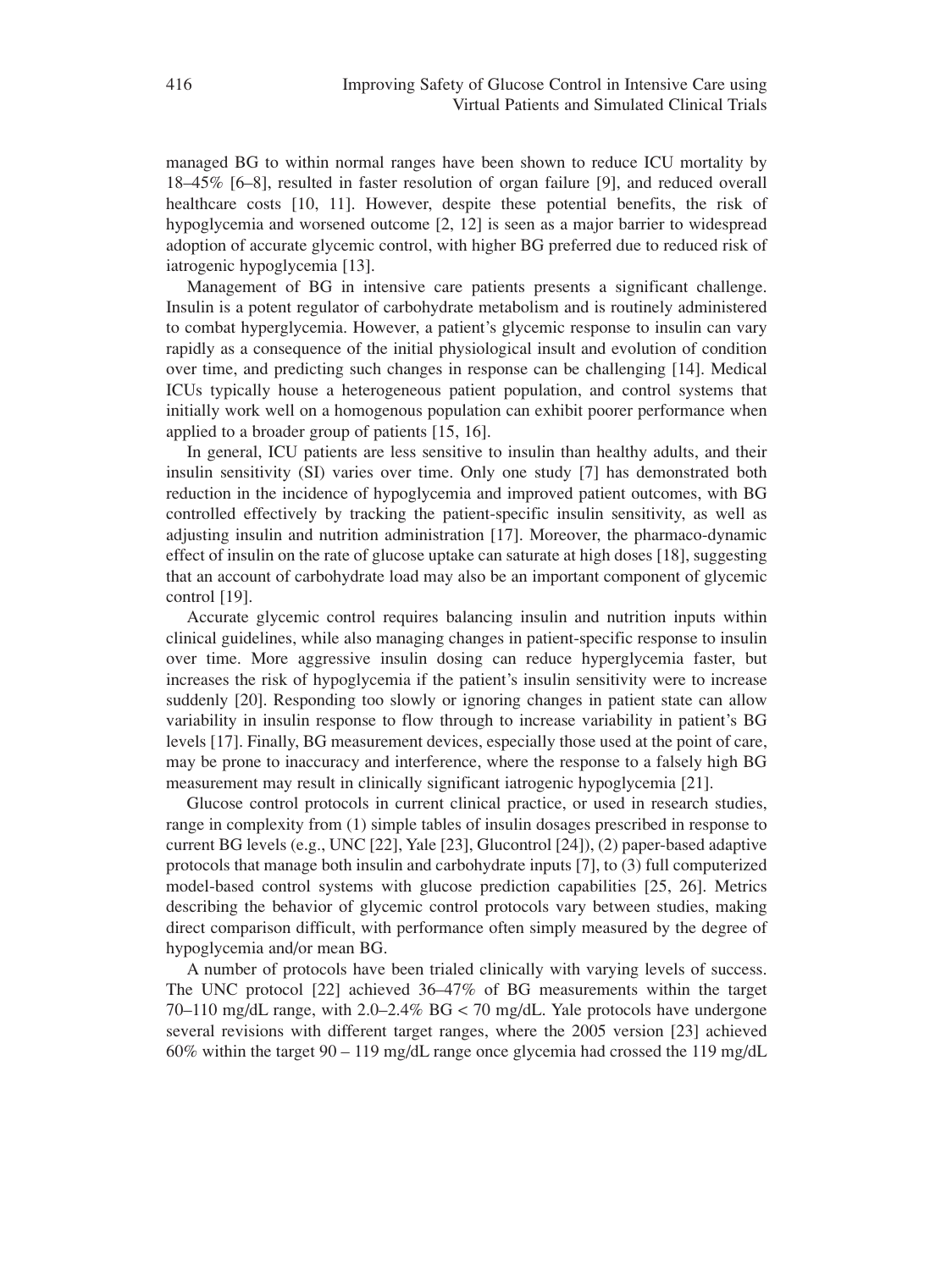managed BG to within normal ranges have been shown to reduce ICU mortality by 18–45% [6–8], resulted in faster resolution of organ failure [9], and reduced overall healthcare costs [10, 11]. However, despite these potential benefits, the risk of hypoglycemia and worsened outcome [2, 12] is seen as a major barrier to widespread adoption of accurate glycemic control, with higher BG preferred due to reduced risk of iatrogenic hypoglycemia [13].

Management of BG in intensive care patients presents a significant challenge. Insulin is a potent regulator of carbohydrate metabolism and is routinely administered to combat hyperglycemia. However, a patient's glycemic response to insulin can vary rapidly as a consequence of the initial physiological insult and evolution of condition over time, and predicting such changes in response can be challenging [14]. Medical ICUs typically house a heterogeneous patient population, and control systems that initially work well on a homogenous population can exhibit poorer performance when applied to a broader group of patients [15, 16].

In general, ICU patients are less sensitive to insulin than healthy adults, and their insulin sensitivity (SI) varies over time. Only one study [7] has demonstrated both reduction in the incidence of hypoglycemia and improved patient outcomes, with BG controlled effectively by tracking the patient-specific insulin sensitivity, as well as adjusting insulin and nutrition administration [17]. Moreover, the pharmaco-dynamic effect of insulin on the rate of glucose uptake can saturate at high doses [18], suggesting that an account of carbohydrate load may also be an important component of glycemic control [19].

Accurate glycemic control requires balancing insulin and nutrition inputs within clinical guidelines, while also managing changes in patient-specific response to insulin over time. More aggressive insulin dosing can reduce hyperglycemia faster, but increases the risk of hypoglycemia if the patient's insulin sensitivity were to increase suddenly [20]. Responding too slowly or ignoring changes in patient state can allow variability in insulin response to flow through to increase variability in patient's BG levels [17]. Finally, BG measurement devices, especially those used at the point of care, may be prone to inaccuracy and interference, where the response to a falsely high BG measurement may result in clinically significant iatrogenic hypoglycemia [21].

Glucose control protocols in current clinical practice, or used in research studies, range in complexity from (1) simple tables of insulin dosages prescribed in response to current BG levels (e.g., UNC [22], Yale [23], Glucontrol [24]), (2) paper-based adaptive protocols that manage both insulin and carbohydrate inputs [7], to (3) full computerized model-based control systems with glucose prediction capabilities [25, 26]. Metrics describing the behavior of glycemic control protocols vary between studies, making direct comparison difficult, with performance often simply measured by the degree of hypoglycemia and/or mean BG.

A number of protocols have been trialed clinically with varying levels of success. The UNC protocol [22] achieved 36–47% of BG measurements within the target 70–110 mg/dL range, with 2.0–2.4% BG < 70 mg/dL. Yale protocols have undergone several revisions with different target ranges, where the 2005 version [23] achieved 60% within the target 90 – 119 mg/dL range once glycemia had crossed the 119 mg/dL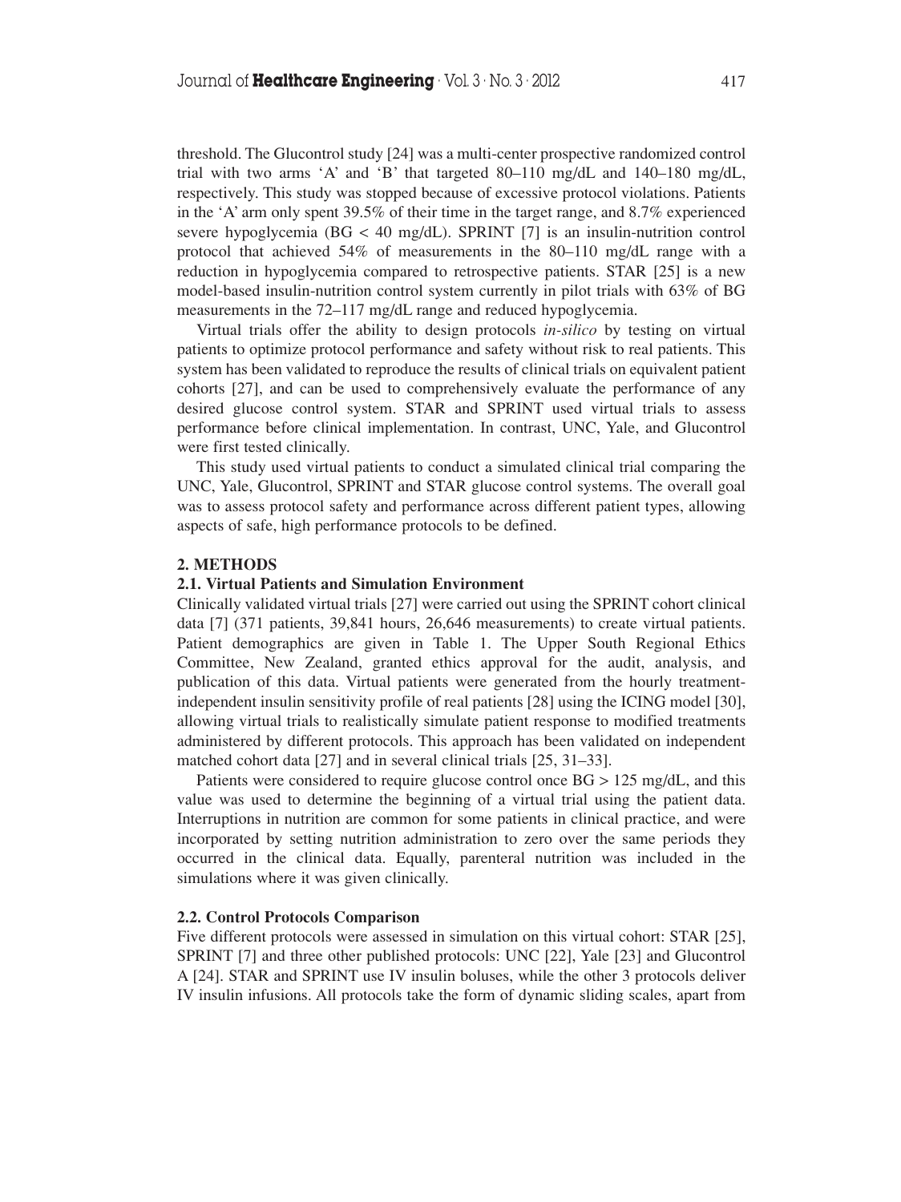threshold. The Glucontrol study [24] was a multi-center prospective randomized control trial with two arms 'A' and 'B' that targeted 80–110 mg/dL and 140–180 mg/dL, respectively. This study was stopped because of excessive protocol violations. Patients in the 'A' arm only spent 39.5% of their time in the target range, and 8.7% experienced severe hypoglycemia (BG < 40 mg/dL). SPRINT [7] is an insulin-nutrition control protocol that achieved 54% of measurements in the 80–110 mg/dL range with a reduction in hypoglycemia compared to retrospective patients. STAR [25] is a new model-based insulin-nutrition control system currently in pilot trials with 63% of BG measurements in the 72–117 mg/dL range and reduced hypoglycemia.

Virtual trials offer the ability to design protocols *in-silico* by testing on virtual patients to optimize protocol performance and safety without risk to real patients. This system has been validated to reproduce the results of clinical trials on equivalent patient cohorts [27], and can be used to comprehensively evaluate the performance of any desired glucose control system. STAR and SPRINT used virtual trials to assess performance before clinical implementation. In contrast, UNC, Yale, and Glucontrol were first tested clinically.

This study used virtual patients to conduct a simulated clinical trial comparing the UNC, Yale, Glucontrol, SPRINT and STAR glucose control systems. The overall goal was to assess protocol safety and performance across different patient types, allowing aspects of safe, high performance protocols to be defined.

## 2. METHODS

### 2.1. Virtual Patients and Simulation Environment

Clinically validated virtual trials [27] were carried out using the SPRINT cohort clinical data [7] (371 patients, 39,841 hours, 26,646 measurements) to create virtual patients. Patient demographics are given in Table 1. The Upper South Regional Ethics Committee, New Zealand, granted ethics approval for the audit, analysis, and publication of this data. Virtual patients were generated from the hourly treatment-independent insulin sensitivity profile of real patients [28] using the ICING model [30], allowing virtual trials to realistically simulate patient response to modified treatments administered by different protocols. This approach has been validated on independent matched cohort data [27] and in several clinical trials [25, 31–33].

Patients were considered to require glucose control once BG > 125 mg/dL, and this value was used to determine the beginning of a virtual trial using the patient data. Interruptions in nutrition are common for some patients in clinical practice, and were incorporated by setting nutrition administration to zero over the same periods they occurred in the clinical data. Equally, parenteral nutrition was included in the simulations where it was given clinically.

### 2.2. Control Protocols Comparison

Five different protocols were assessed in simulation on this virtual cohort: STAR [25], SPRINT [7] and three other published protocols: UNC [22], Yale [23] and Glucontrol A [24]. STAR and SPRINT use IV insulin boluses, while the other 3 protocols deliver IV insulin infusions. All protocols take the form of dynamic sliding scales, apart from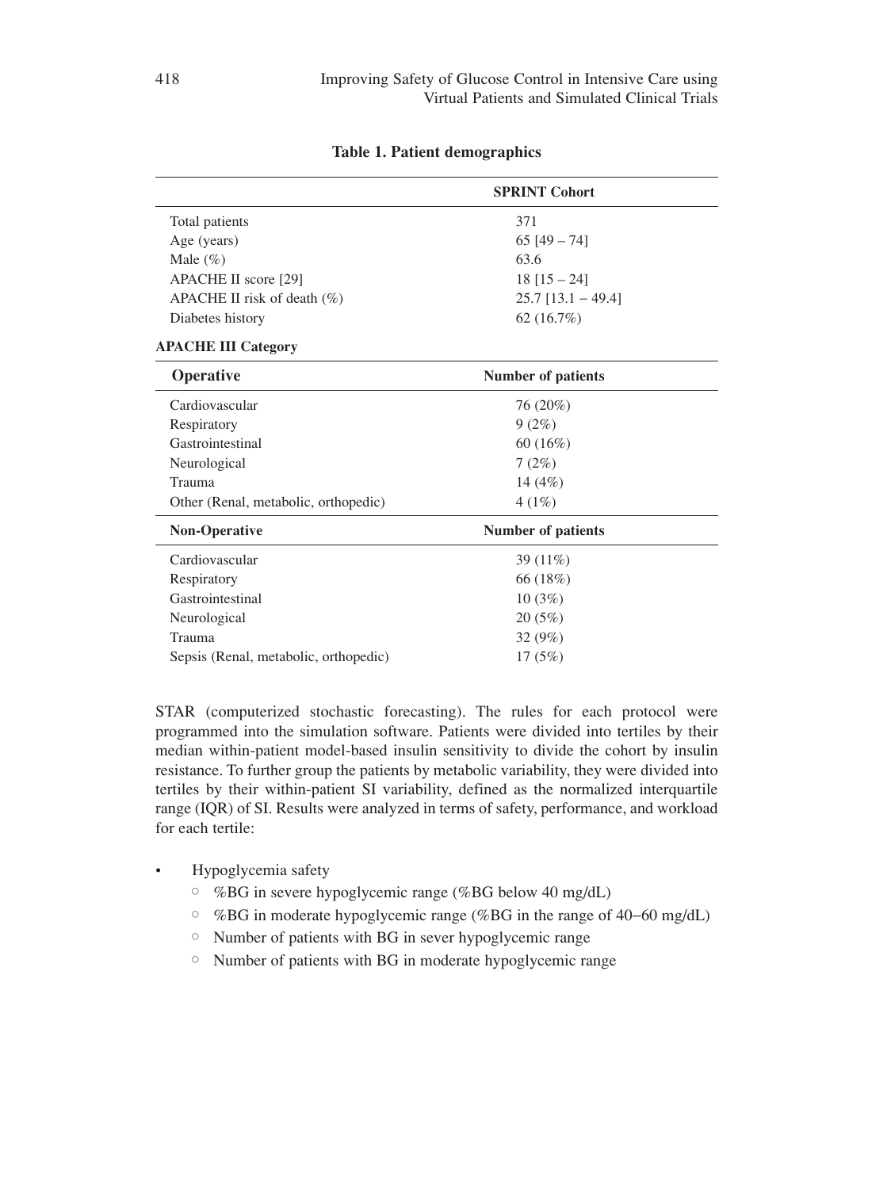**Table 1. Patient demographics**

| | SPRINT Cohort |
|---|---|
| Total patients | 371 |
| Age (years) | 65 [49 – 74] |
| Male (%) | 63.6 |
| APACHE II score [29] | 18 [15 – 24] |
| APACHE II risk of death (%) | 25.7 [13.1 – 49.4] |
| Diabetes history | 62 (16.7%) |
| **APACHE III Category** | |
| **Operative** | **Number of patients** |
| Cardiovascular | 76 (20%) |
| Respiratory | 9 (2%) |
| Gastrointestinal | 60 (16%) |
| Neurological | 7 (2%) |
| Trauma | 14 (4%) |
| Other (Renal, metabolic, orthopedic) | 4 (1%) |
| **Non-Operative** | **Number of patients** |
| Cardiovascular | 39 (11%) |
| Respiratory | 66 (18%) |
| Gastrointestinal | 10 (3%) |
| Neurological | 20 (5%) |
| Trauma | 32 (9%) |
| Sepsis (Renal, metabolic, orthopedic) | 17 (5%) |

STAR (computerized stochastic forecasting). The rules for each protocol were programmed into the simulation software. Patients were divided into tertiles by their median within-patient model-based insulin sensitivity to divide the cohort by insulin resistance. To further group the patients by metabolic variability, they were divided into tertiles by their within-patient SI variability, defined as the normalized interquartile range (IQR) of SI. Results were analyzed in terms of safety, performance, and workload for each tertile:

- Hypoglycemia safety
  - %BG in severe hypoglycemic range (%BG below 40 mg/dL)
  - %BG in moderate hypoglycemic range (%BG in the range of 40–60 mg/dL)
  - Number of patients with BG in sever hypoglycemic range
  - Number of patients with BG in moderate hypoglycemic range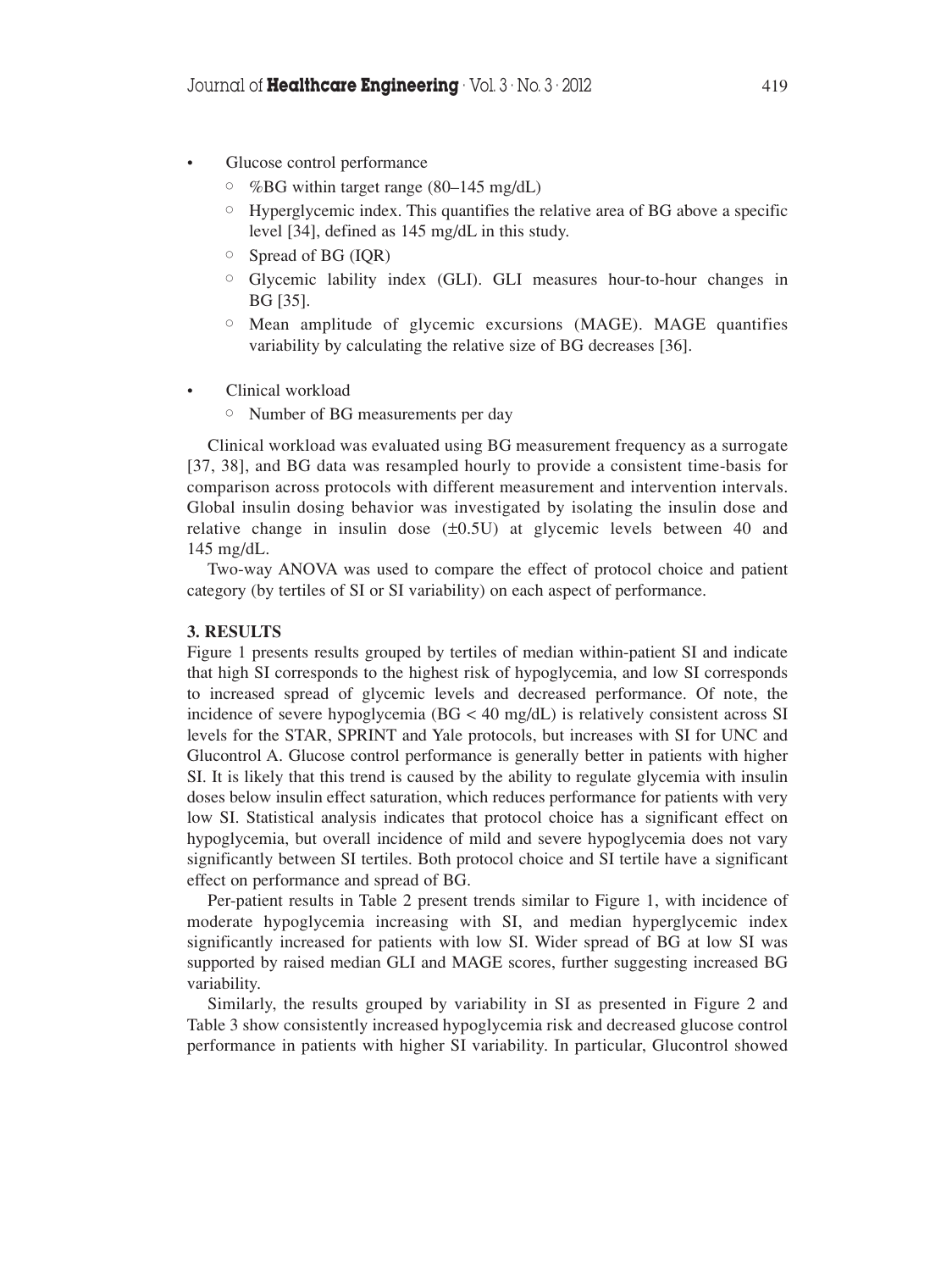- Glucose control performance
  - %BG within target range (80–145 mg/dL)
  - Hyperglycemic index. This quantifies the relative area of BG above a specific level [34], defined as 145 mg/dL in this study.
  - Spread of BG (IQR)
  - Glycemic lability index (GLI). GLI measures hour-to-hour changes in BG [35].
  - Mean amplitude of glycemic excursions (MAGE). MAGE quantifies variability by calculating the relative size of BG decreases [36].
- Clinical workload
  - Number of BG measurements per day

Clinical workload was evaluated using BG measurement frequency as a surrogate [37, 38], and BG data was resampled hourly to provide a consistent time-basis for comparison across protocols with different measurement and intervention intervals. Global insulin dosing behavior was investigated by isolating the insulin dose and relative change in insulin dose (±0.5U) at glycemic levels between 40 and 145 mg/dL.

Two-way ANOVA was used to compare the effect of protocol choice and patient category (by tertiles of SI or SI variability) on each aspect of performance.

## 3. RESULTS

Figure 1 presents results grouped by tertiles of median within-patient SI and indicate that high SI corresponds to the highest risk of hypoglycemia, and low SI corresponds to increased spread of glycemic levels and decreased performance. Of note, the incidence of severe hypoglycemia (BG < 40 mg/dL) is relatively consistent across SI levels for the STAR, SPRINT and Yale protocols, but increases with SI for UNC and Glucontrol A. Glucose control performance is generally better in patients with higher SI. It is likely that this trend is caused by the ability to regulate glycemia with insulin doses below insulin effect saturation, which reduces performance for patients with very low SI. Statistical analysis indicates that protocol choice has a significant effect on hypoglycemia, but overall incidence of mild and severe hypoglycemia does not vary significantly between SI tertiles. Both protocol choice and SI tertile have a significant effect on performance and spread of BG.

Per-patient results in Table 2 present trends similar to Figure 1, with incidence of moderate hypoglycemia increasing with SI, and median hyperglycemic index significantly increased for patients with low SI. Wider spread of BG at low SI was supported by raised median GLI and MAGE scores, further suggesting increased BG variability.

Similarly, the results grouped by variability in SI as presented in Figure 2 and Table 3 show consistently increased hypoglycemia risk and decreased glucose control performance in patients with higher SI variability. In particular, Glucontrol showed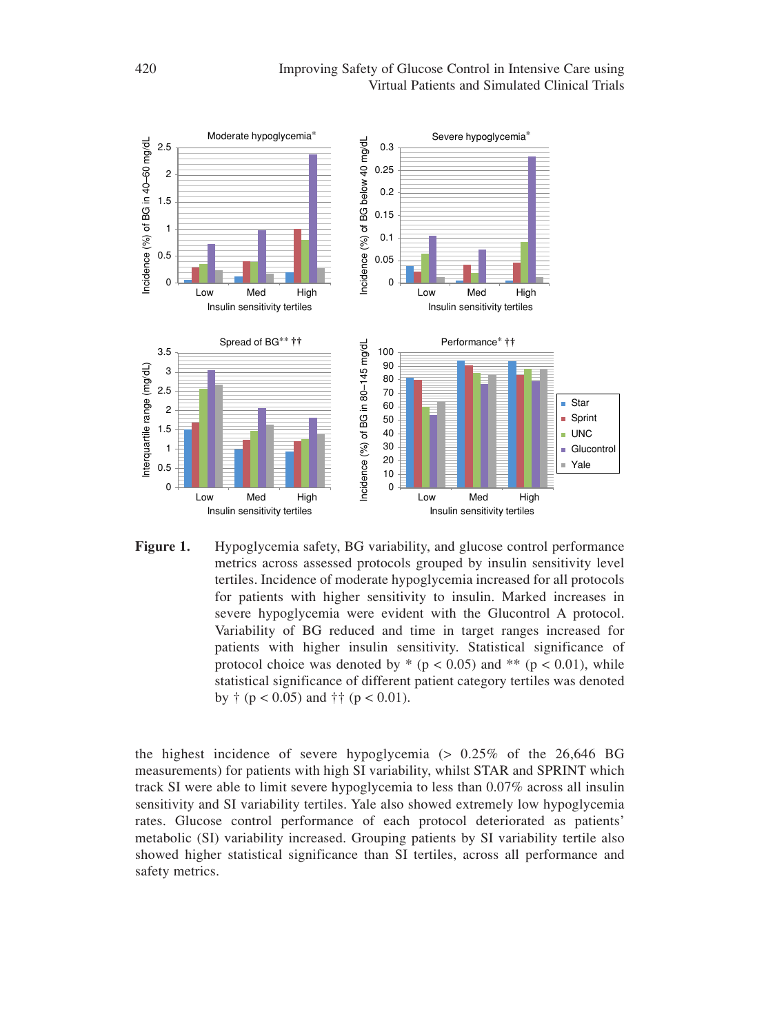**Figure 1.** Hypoglycemia safety, BG variability, and glucose control performance metrics across assessed protocols grouped by insulin sensitivity level tertiles. Incidence of moderate hypoglycemia increased for all protocols for patients with higher sensitivity to insulin. Marked increases in severe hypoglycemia were evident with the Glucontrol A protocol. Variability of BG reduced and time in target ranges increased for patients with higher insulin sensitivity. Statistical significance of protocol choice was denoted by * ($p < 0.05$) and ** ($p < 0.01$), while statistical significance of different patient category tertiles was denoted by † ($p < 0.05$) and †† ($p < 0.01$).

the highest incidence of severe hypoglycemia (> 0.25% of the 26,646 BG measurements) for patients with high SI variability, whilst STAR and SPRINT which track SI were able to limit severe hypoglycemia to less than 0.07% across all insulin sensitivity and SI variability tertiles. Yale also showed extremely low hypoglycemia rates. Glucose control performance of each protocol deteriorated as patients' metabolic (SI) variability increased. Grouping patients by SI variability tertile also showed higher statistical significance than SI tertiles, across all performance and safety metrics.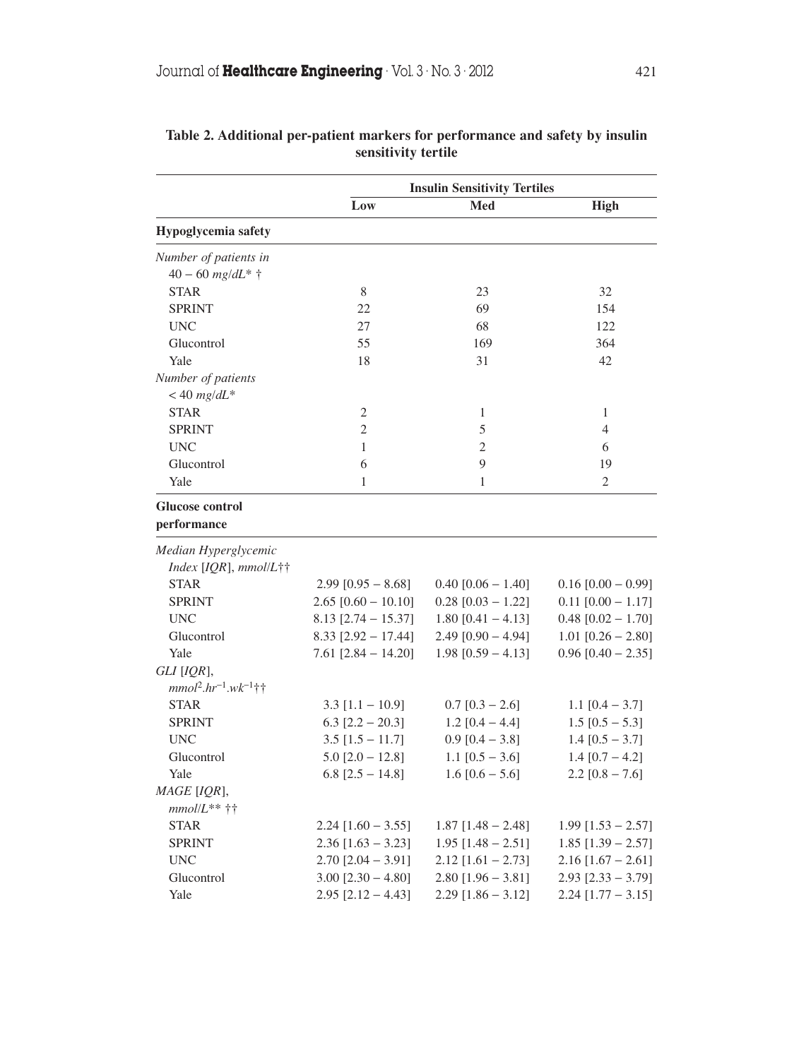**Table 2. Additional per-patient markers for performance and safety by insulin sensitivity tertile**

| | Insulin Sensitivity Tertiles | | |
|---|---|---|---|
| | **Low** | **Med** | **High** |
| **Hypoglycemia safety** | | | |
| *Number of patients in 40 − 60 mg/dL\* †* | | | |
| STAR | 8 | 23 | 32 |
| SPRINT | 22 | 69 | 154 |
| UNC | 27 | 68 | 122 |
| Glucontrol | 55 | 169 | 364 |
| Yale | 18 | 31 | 42 |
| *Number of patients < 40 mg/dL\** | | | |
| STAR | 2 | 1 | 1 |
| SPRINT | 2 | 5 | 4 |
| UNC | 1 | 2 | 6 |
| Glucontrol | 6 | 9 | 19 |
| Yale | 1 | 1 | 2 |
| **Glucose control performance** | | | |
| *Median Hyperglycemic Index [IQR], mmol/L††* | | | |
| STAR | 2.99 [0.95 − 8.68] | 0.40 [0.06 − 1.40] | 0.16 [0.00 − 0.99] |
| SPRINT | 2.65 [0.60 − 10.10] | 0.28 [0.03 − 1.22] | 0.11 [0.00 − 1.17] |
| UNC | 8.13 [2.74 − 15.37] | 1.80 [0.41 − 4.13] | 0.48 [0.02 − 1.70] |
| Glucontrol | 8.33 [2.92 − 17.44] | 2.49 [0.90 − 4.94] | 1.01 [0.26 − 2.80] |
| Yale | 7.61 [2.84 − 14.20] | 1.98 [0.59 − 4.13] | 0.96 [0.40 − 2.35] |
| *GLI [IQR], $mmol^2.hr^{-1}.wk^{-1}$††* | | | |
| STAR | 3.3 [1.1 − 10.9] | 0.7 [0.3 − 2.6] | 1.1 [0.4 − 3.7] |
| SPRINT | 6.3 [2.2 − 20.3] | 1.2 [0.4 − 4.4] | 1.5 [0.5 − 5.3] |
| UNC | 3.5 [1.5 − 11.7] | 0.9 [0.4 − 3.8] | 1.4 [0.5 − 3.7] |
| Glucontrol | 5.0 [2.0 − 12.8] | 1.1 [0.5 − 3.6] | 1.4 [0.7 − 4.2] |
| Yale | 6.8 [2.5 − 14.8] | 1.6 [0.6 − 5.6] | 2.2 [0.8 − 7.6] |
| *MAGE [IQR], mmol/L\*\* ††* | | | |
| STAR | 2.24 [1.60 − 3.55] | 1.87 [1.48 − 2.48] | 1.99 [1.53 − 2.57] |
| SPRINT | 2.36 [1.63 − 3.23] | 1.95 [1.48 − 2.51] | 1.85 [1.39 − 2.57] |
| UNC | 2.70 [2.04 − 3.91] | 2.12 [1.61 − 2.73] | 2.16 [1.67 − 2.61] |
| Glucontrol | 3.00 [2.30 − 4.80] | 2.80 [1.96 − 3.81] | 2.93 [2.33 − 3.79] |
| Yale | 2.95 [2.12 − 4.43] | 2.29 [1.86 − 3.12] | 2.24 [1.77 − 3.15] |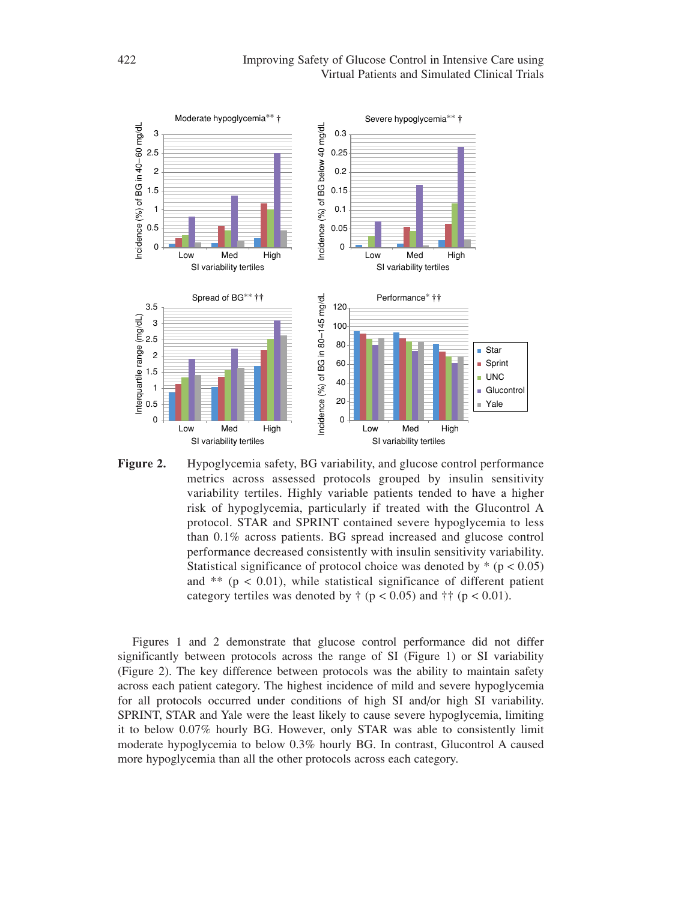**Figure 2.** Hypoglycemia safety, BG variability, and glucose control performance metrics across assessed protocols grouped by insulin sensitivity variability tertiles. Highly variable patients tended to have a higher risk of hypoglycemia, particularly if treated with the Glucontrol A protocol. STAR and SPRINT contained severe hypoglycemia to less than 0.1% across patients. BG spread increased and glucose control performance decreased consistently with insulin sensitivity variability. Statistical significance of protocol choice was denoted by * ($p < 0.05$) and ** ($p < 0.01$), while statistical significance of different patient category tertiles was denoted by † ($p < 0.05$) and †† ($p < 0.01$).

Figures 1 and 2 demonstrate that glucose control performance did not differ significantly between protocols across the range of SI (Figure 1) or SI variability (Figure 2). The key difference between protocols was the ability to maintain safety across each patient category. The highest incidence of mild and severe hypoglycemia for all protocols occurred under conditions of high SI and/or high SI variability. SPRINT, STAR and Yale were the least likely to cause severe hypoglycemia, limiting it to below 0.07% hourly BG. However, only STAR was able to consistently limit moderate hypoglycemia to below 0.3% hourly BG. In contrast, Glucontrol A caused more hypoglycemia than all the other protocols across each category.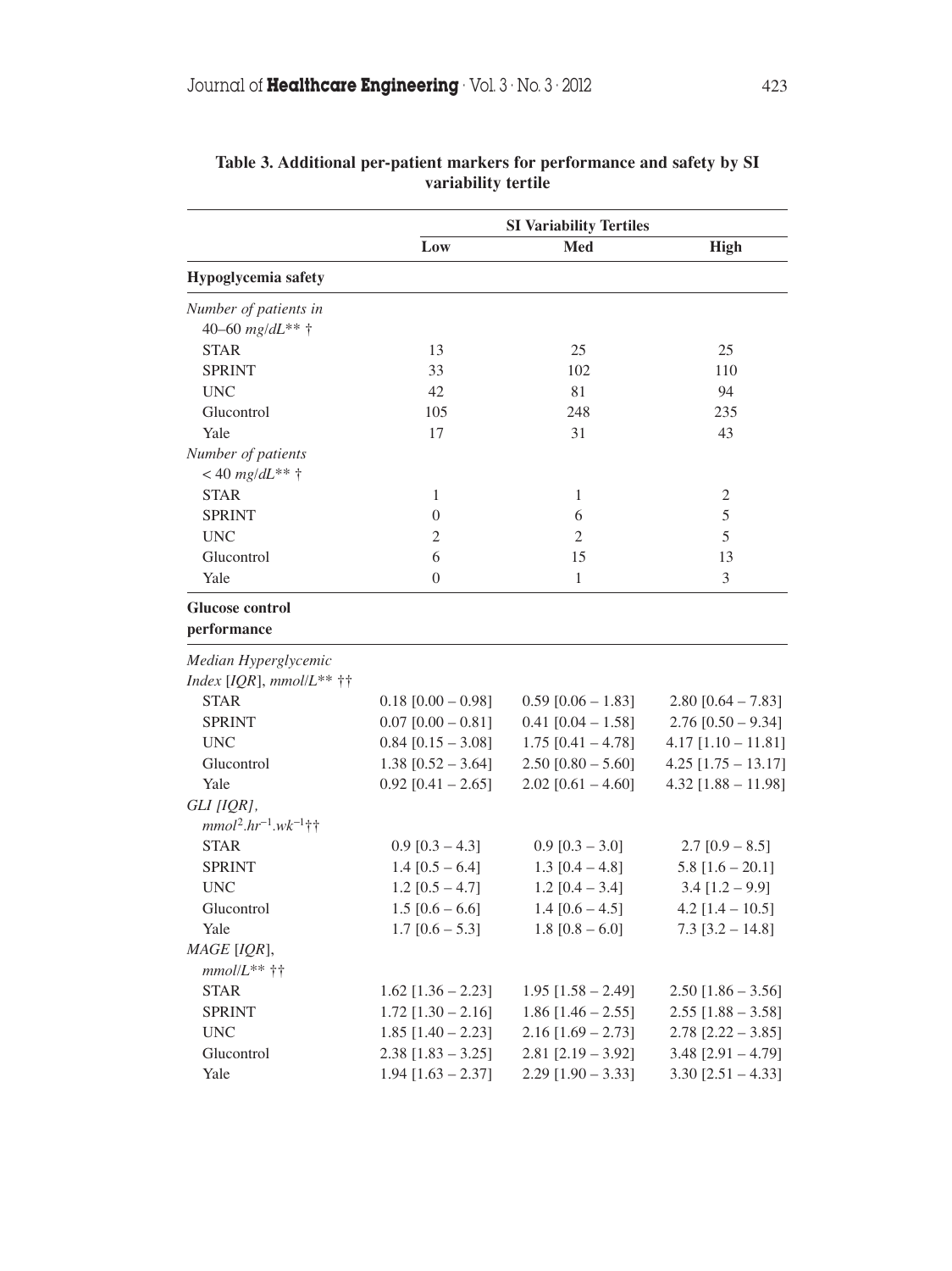**Table 3. Additional per-patient markers for performance and safety by SI variability tertile**

| | SI Variability Tertiles | | |
|---|---|---|---|
| | **Low** | **Med** | **High** |
| **Hypoglycemia safety** | | | |
| *Number of patients in 40–60 mg/dL*** †* | | | |
| STAR | 13 | 25 | 25 |
| SPRINT | 33 | 102 | 110 |
| UNC | 42 | 81 | 94 |
| Glucontrol | 105 | 248 | 235 |
| Yale | 17 | 31 | 43 |
| *Number of patients < 40 mg/dL*** †* | | | |
| STAR | 1 | 1 | 2 |
| SPRINT | 0 | 6 | 5 |
| UNC | 2 | 2 | 5 |
| Glucontrol | 6 | 15 | 13 |
| Yale | 0 | 1 | 3 |
| **Glucose control performance** | | | |
| *Median Hyperglycemic Index [IQR], mmol/L*** ††* | | | |
| STAR | 0.18 [0.00 – 0.98] | 0.59 [0.06 – 1.83] | 2.80 [0.64 – 7.83] |
| SPRINT | 0.07 [0.00 – 0.81] | 0.41 [0.04 – 1.58] | 2.76 [0.50 – 9.34] |
| UNC | 0.84 [0.15 – 3.08] | 1.75 [0.41 – 4.78] | 4.17 [1.10 – 11.81] |
| Glucontrol | 1.38 [0.52 – 3.64] | 2.50 [0.80 – 5.60] | 4.25 [1.75 – 13.17] |
| Yale | 0.92 [0.41 – 2.65] | 2.02 [0.61 – 4.60] | 4.32 [1.88 – 11.98] |
| *GLI [IQR], $mmol^2.hr^{-1}.wk^{-1}$††* | | | |
| STAR | 0.9 [0.3 – 4.3] | 0.9 [0.3 – 3.0] | 2.7 [0.9 – 8.5] |
| SPRINT | 1.4 [0.5 – 6.4] | 1.3 [0.4 – 4.8] | 5.8 [1.6 – 20.1] |
| UNC | 1.2 [0.5 – 4.7] | 1.2 [0.4 – 3.4] | 3.4 [1.2 – 9.9] |
| Glucontrol | 1.5 [0.6 – 6.6] | 1.4 [0.5 – 4.5] | 4.2 [1.4 – 10.5] |
| Yale | 1.7 [0.6 – 5.3] | 1.8 [0.8 – 6.0] | 7.3 [3.2 – 14.8] |
| *MAGE [IQR], mmol/L*** ††* | | | |
| STAR | 1.62 [1.36 – 2.23] | 1.95 [1.58 – 2.49] | 2.50 [1.86 – 3.56] |
| SPRINT | 1.72 [1.30 – 2.16] | 1.86 [1.46 – 2.55] | 2.55 [1.88 – 3.58] |
| UNC | 1.85 [1.40 – 2.23] | 2.16 [1.69 – 2.73] | 2.78 [2.22 – 3.85] |
| Glucontrol | 2.38 [1.83 – 3.25] | 2.81 [2.19 – 3.92] | 3.48 [2.91 – 4.79] |
| Yale | 1.94 [1.63 – 2.37] | 2.29 [1.90 – 3.33] | 3.30 [2.51 – 4.33] |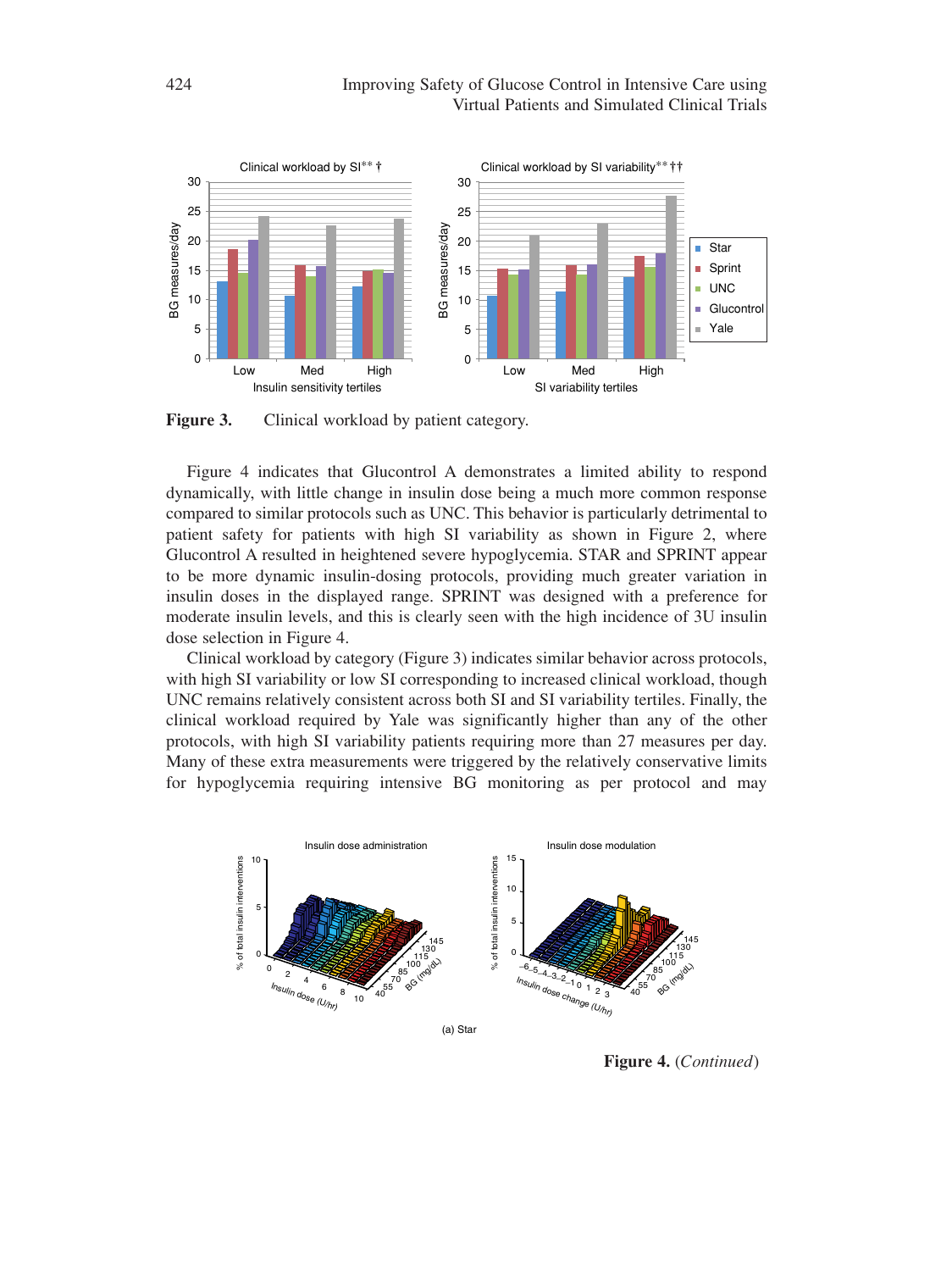**Figure 3.** Clinical workload by patient category.

Figure 4 indicates that Glucontrol A demonstrates a limited ability to respond dynamically, with little change in insulin dose being a much more common response compared to similar protocols such as UNC. This behavior is particularly detrimental to patient safety for patients with high SI variability as shown in Figure 2, where Glucontrol A resulted in heightened severe hypoglycemia. STAR and SPRINT appear to be more dynamic insulin-dosing protocols, providing much greater variation in insulin doses in the displayed range. SPRINT was designed with a preference for moderate insulin levels, and this is clearly seen with the high incidence of 3U insulin dose selection in Figure 4.

Clinical workload by category (Figure 3) indicates similar behavior across protocols, with high SI variability or low SI corresponding to increased clinical workload, though UNC remains relatively consistent across both SI and SI variability tertiles. Finally, the clinical workload required by Yale was significantly higher than any of the other protocols, with high SI variability patients requiring more than 27 measures per day. Many of these extra measurements were triggered by the relatively conservative limits for hypoglycemia requiring intensive BG monitoring as per protocol and may

(a) Star

**Figure 4.** (*Continued*)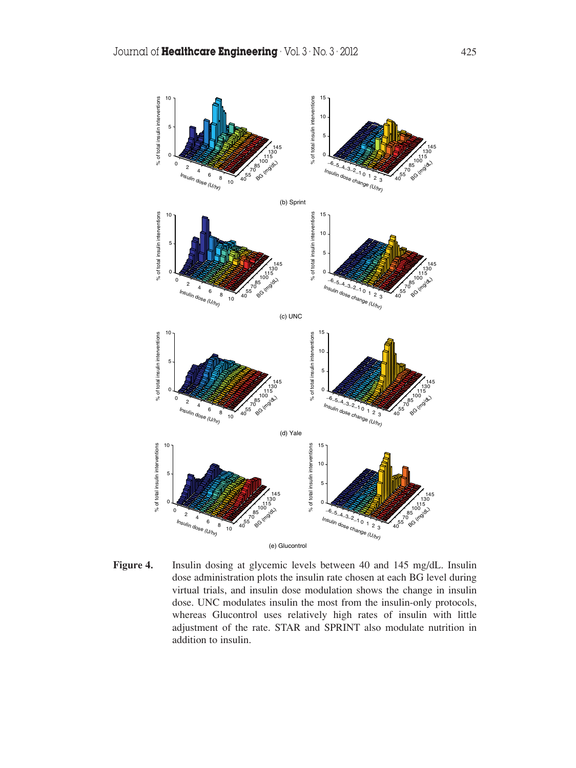(b) Sprint

(c) UNC

(d) Yale

(e) Glucontrol

**Figure 4.** Insulin dosing at glycemic levels between 40 and 145 mg/dL. Insulin dose administration plots the insulin rate chosen at each BG level during virtual trials, and insulin dose modulation shows the change in insulin dose. UNC modulates insulin the most from the insulin-only protocols, whereas Glucontrol uses relatively high rates of insulin with little adjustment of the rate. STAR and SPRINT also modulate nutrition in addition to insulin.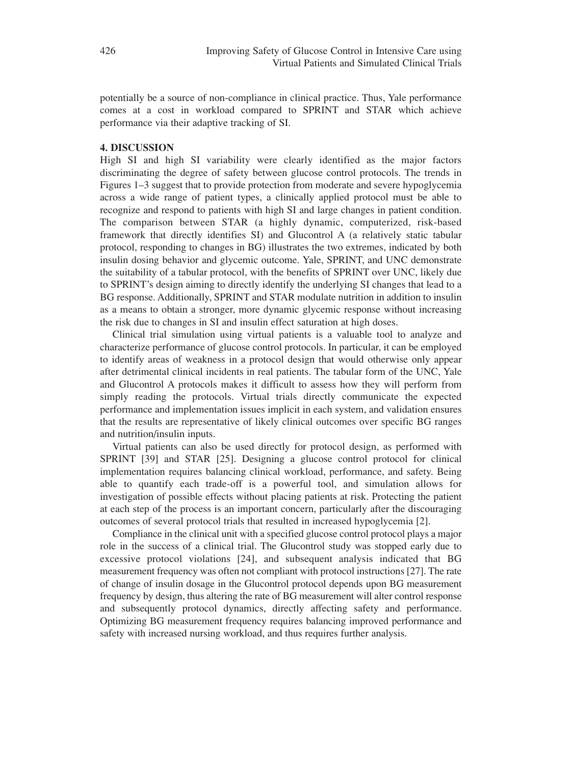potentially be a source of non-compliance in clinical practice. Thus, Yale performance comes at a cost in workload compared to SPRINT and STAR which achieve performance via their adaptive tracking of SI.

## 4. DISCUSSION

High SI and high SI variability were clearly identified as the major factors discriminating the degree of safety between glucose control protocols. The trends in Figures 1–3 suggest that to provide protection from moderate and severe hypoglycemia across a wide range of patient types, a clinically applied protocol must be able to recognize and respond to patients with high SI and large changes in patient condition. The comparison between STAR (a highly dynamic, computerized, risk-based framework that directly identifies SI) and Glucontrol A (a relatively static tabular protocol, responding to changes in BG) illustrates the two extremes, indicated by both insulin dosing behavior and glycemic outcome. Yale, SPRINT, and UNC demonstrate the suitability of a tabular protocol, with the benefits of SPRINT over UNC, likely due to SPRINT's design aiming to directly identify the underlying SI changes that lead to a BG response. Additionally, SPRINT and STAR modulate nutrition in addition to insulin as a means to obtain a stronger, more dynamic glycemic response without increasing the risk due to changes in SI and insulin effect saturation at high doses.

Clinical trial simulation using virtual patients is a valuable tool to analyze and characterize performance of glucose control protocols. In particular, it can be employed to identify areas of weakness in a protocol design that would otherwise only appear after detrimental clinical incidents in real patients. The tabular form of the UNC, Yale and Glucontrol A protocols makes it difficult to assess how they will perform from simply reading the protocols. Virtual trials directly communicate the expected performance and implementation issues implicit in each system, and validation ensures that the results are representative of likely clinical outcomes over specific BG ranges and nutrition/insulin inputs.

Virtual patients can also be used directly for protocol design, as performed with SPRINT [39] and STAR [25]. Designing a glucose control protocol for clinical implementation requires balancing clinical workload, performance, and safety. Being able to quantify each trade-off is a powerful tool, and simulation allows for investigation of possible effects without placing patients at risk. Protecting the patient at each step of the process is an important concern, particularly after the discouraging outcomes of several protocol trials that resulted in increased hypoglycemia [2].

Compliance in the clinical unit with a specified glucose control protocol plays a major role in the success of a clinical trial. The Glucontrol study was stopped early due to excessive protocol violations [24], and subsequent analysis indicated that BG measurement frequency was often not compliant with protocol instructions [27]. The rate of change of insulin dosage in the Glucontrol protocol depends upon BG measurement frequency by design, thus altering the rate of BG measurement will alter control response and subsequently protocol dynamics, directly affecting safety and performance. Optimizing BG measurement frequency requires balancing improved performance and safety with increased nursing workload, and thus requires further analysis.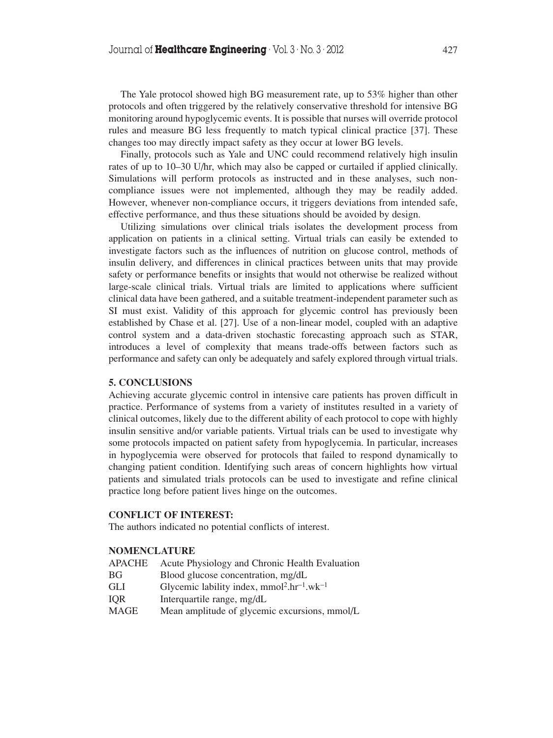The Yale protocol showed high BG measurement rate, up to 53% higher than other protocols and often triggered by the relatively conservative threshold for intensive BG monitoring around hypoglycemic events. It is possible that nurses will override protocol rules and measure BG less frequently to match typical clinical practice [37]. These changes too may directly impact safety as they occur at lower BG levels.

Finally, protocols such as Yale and UNC could recommend relatively high insulin rates of up to 10–30 U/hr, which may also be capped or curtailed if applied clinically. Simulations will perform protocols as instructed and in these analyses, such non-compliance issues were not implemented, although they may be readily added. However, whenever non-compliance occurs, it triggers deviations from intended safe, effective performance, and thus these situations should be avoided by design.

Utilizing simulations over clinical trials isolates the development process from application on patients in a clinical setting. Virtual trials can easily be extended to investigate factors such as the influences of nutrition on glucose control, methods of insulin delivery, and differences in clinical practices between units that may provide safety or performance benefits or insights that would not otherwise be realized without large-scale clinical trials. Virtual trials are limited to applications where sufficient clinical data have been gathered, and a suitable treatment-independent parameter such as SI must exist. Validity of this approach for glycemic control has previously been established by Chase et al. [27]. Use of a non-linear model, coupled with an adaptive control system and a data-driven stochastic forecasting approach such as STAR, introduces a level of complexity that means trade-offs between factors such as performance and safety can only be adequately and safely explored through virtual trials.

## 5. CONCLUSIONS

Achieving accurate glycemic control in intensive care patients has proven difficult in practice. Performance of systems from a variety of institutes resulted in a variety of clinical outcomes, likely due to the different ability of each protocol to cope with highly insulin sensitive and/or variable patients. Virtual trials can be used to investigate why some protocols impacted on patient safety from hypoglycemia. In particular, increases in hypoglycemia were observed for protocols that failed to respond dynamically to changing patient condition. Identifying such areas of concern highlights how virtual patients and simulated trials protocols can be used to investigate and refine clinical practice long before patient lives hinge on the outcomes.

## CONFLICT OF INTEREST:

The authors indicated no potential conflicts of interest.

## NOMENCLATURE

| | |
|---|---|
| APACHE | Acute Physiology and Chronic Health Evaluation |
| BG | Blood glucose concentration, mg/dL |
| GLI | Glycemic lability index, $mmol^2.hr^{-1}.wk^{-1}$ |
| IQR | Interquartile range, mg/dL |
| MAGE | Mean amplitude of glycemic excursions, mmol/L |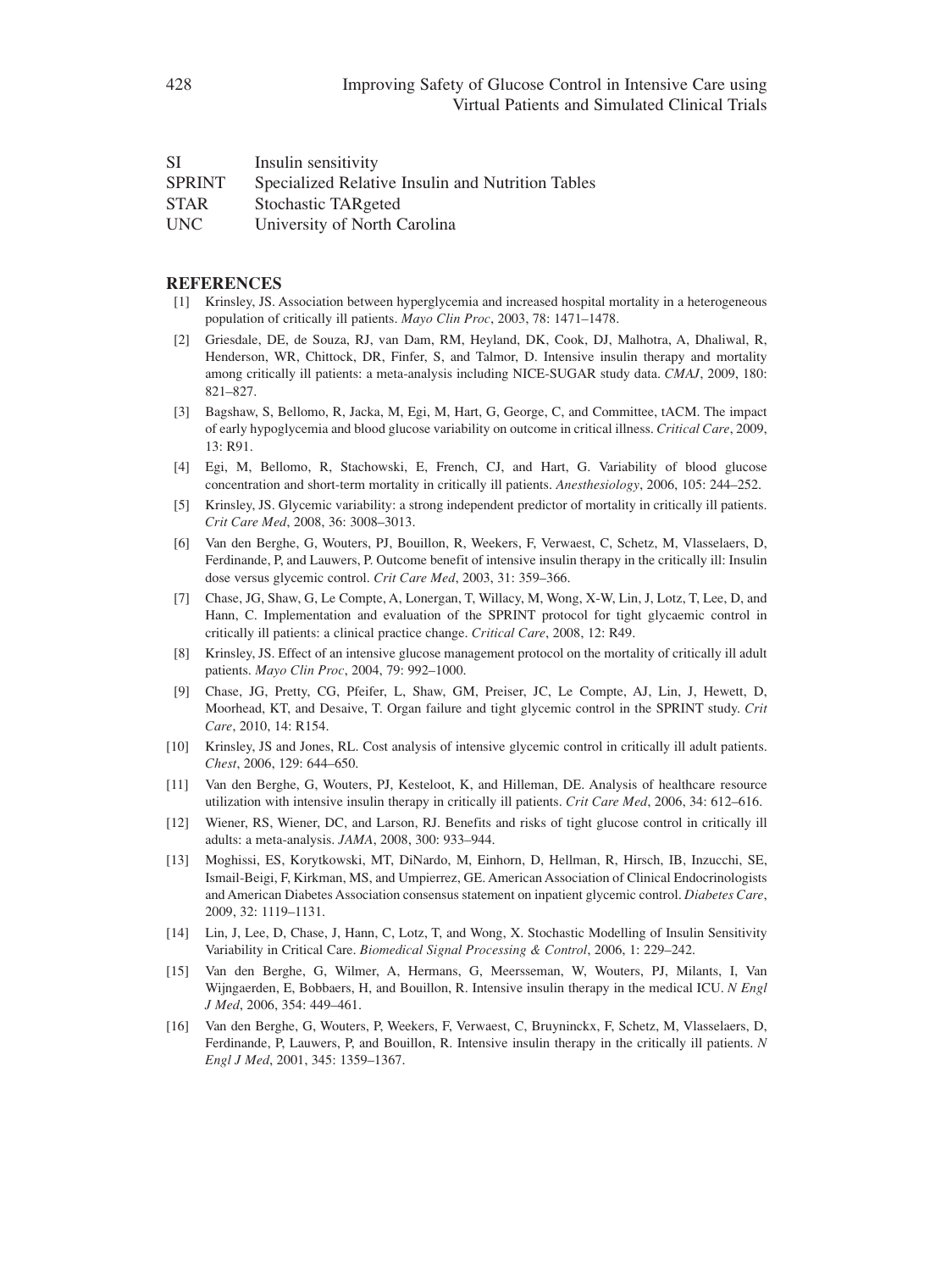| | |
|---|---|
| SI | Insulin sensitivity |
| SPRINT | Specialized Relative Insulin and Nutrition Tables |
| STAR | Stochastic TARgeted |
| UNC | University of North Carolina |

## REFERENCES

[1] Krinsley, JS. Association between hyperglycemia and increased hospital mortality in a heterogeneous population of critically ill patients. *Mayo Clin Proc*, 2003, 78: 1471–1478.

[2] Griesdale, DE, de Souza, RJ, van Dam, RM, Heyland, DK, Cook, DJ, Malhotra, A, Dhaliwal, R, Henderson, WR, Chittock, DR, Finfer, S, and Talmor, D. Intensive insulin therapy and mortality among critically ill patients: a meta-analysis including NICE-SUGAR study data. *CMAJ*, 2009, 180: 821–827.

[3] Bagshaw, S, Bellomo, R, Jacka, M, Egi, M, Hart, G, George, C, and Committee, tACM. The impact of early hypoglycemia and blood glucose variability on outcome in critical illness. *Critical Care*, 2009, 13: R91.

[4] Egi, M, Bellomo, R, Stachowski, E, French, CJ, and Hart, G. Variability of blood glucose concentration and short-term mortality in critically ill patients. *Anesthesiology*, 2006, 105: 244–252.

[5] Krinsley, JS. Glycemic variability: a strong independent predictor of mortality in critically ill patients. *Crit Care Med*, 2008, 36: 3008–3013.

[6] Van den Berghe, G, Wouters, PJ, Bouillon, R, Weekers, F, Verwaest, C, Schetz, M, Vlasselaers, D, Ferdinande, P, and Lauwers, P. Outcome benefit of intensive insulin therapy in the critically ill: Insulin dose versus glycemic control. *Crit Care Med*, 2003, 31: 359–366.

[7] Chase, JG, Shaw, G, Le Compte, A, Lonergan, T, Willacy, M, Wong, X-W, Lin, J, Lotz, T, Lee, D, and Hann, C. Implementation and evaluation of the SPRINT protocol for tight glycaemic control in critically ill patients: a clinical practice change. *Critical Care*, 2008, 12: R49.

[8] Krinsley, JS. Effect of an intensive glucose management protocol on the mortality of critically ill adult patients. *Mayo Clin Proc*, 2004, 79: 992–1000.

[9] Chase, JG, Pretty, CG, Pfeifer, L, Shaw, GM, Preiser, JC, Le Compte, AJ, Lin, J, Hewett, D, Moorhead, KT, and Desaive, T. Organ failure and tight glycemic control in the SPRINT study. *Crit Care*, 2010, 14: R154.

[10] Krinsley, JS and Jones, RL. Cost analysis of intensive glycemic control in critically ill adult patients. *Chest*, 2006, 129: 644–650.

[11] Van den Berghe, G, Wouters, PJ, Kesteloot, K, and Hilleman, DE. Analysis of healthcare resource utilization with intensive insulin therapy in critically ill patients. *Crit Care Med*, 2006, 34: 612–616.

[12] Wiener, RS, Wiener, DC, and Larson, RJ. Benefits and risks of tight glucose control in critically ill adults: a meta-analysis. *JAMA*, 2008, 300: 933–944.

[13] Moghissi, ES, Korytkowski, MT, DiNardo, M, Einhorn, D, Hellman, R, Hirsch, IB, Inzucchi, SE, Ismail-Beigi, F, Kirkman, MS, and Umpierrez, GE. American Association of Clinical Endocrinologists and American Diabetes Association consensus statement on inpatient glycemic control. *Diabetes Care*, 2009, 32: 1119–1131.

[14] Lin, J, Lee, D, Chase, J, Hann, C, Lotz, T, and Wong, X. Stochastic Modelling of Insulin Sensitivity Variability in Critical Care. *Biomedical Signal Processing & Control*, 2006, 1: 229–242.

[15] Van den Berghe, G, Wilmer, A, Hermans, G, Meersseman, W, Wouters, PJ, Milants, I, Van Wijngaerden, E, Bobbaers, H, and Bouillon, R. Intensive insulin therapy in the medical ICU. *N Engl J Med*, 2006, 354: 449–461.

[16] Van den Berghe, G, Wouters, P, Weekers, F, Verwaest, C, Bruyninckx, F, Schetz, M, Vlasselaers, D, Ferdinande, P, Lauwers, P, and Bouillon, R. Intensive insulin therapy in the critically ill patients. *N Engl J Med*, 2001, 345: 1359–1367.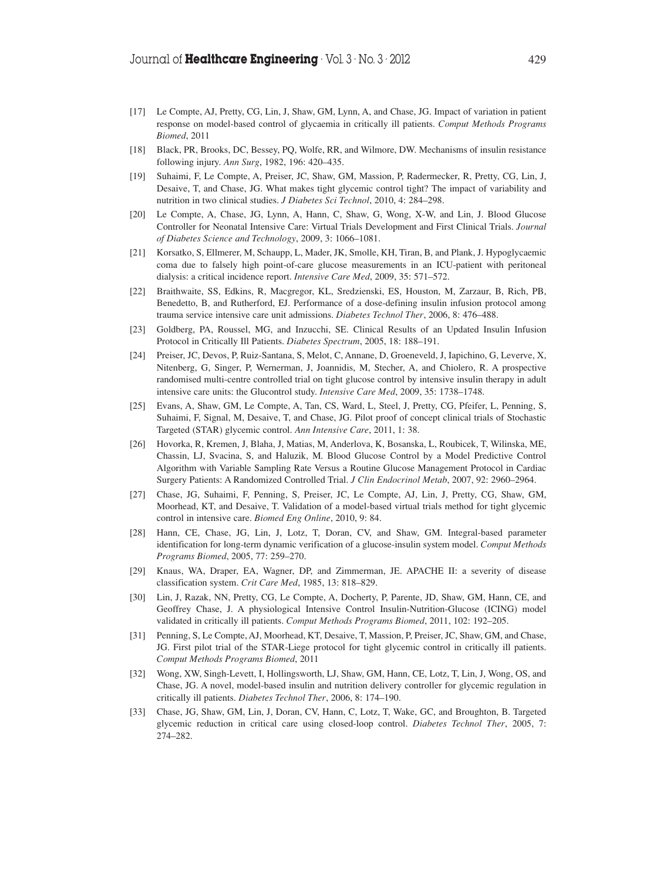[17] Le Compte, AJ, Pretty, CG, Lin, J, Shaw, GM, Lynn, A, and Chase, JG. Impact of variation in patient response on model-based control of glycaemia in critically ill patients. *Comput Methods Programs Biomed*, 2011

[18] Black, PR, Brooks, DC, Bessey, PQ, Wolfe, RR, and Wilmore, DW. Mechanisms of insulin resistance following injury. *Ann Surg*, 1982, 196: 420–435.

[19] Suhaimi, F, Le Compte, A, Preiser, JC, Shaw, GM, Massion, P, Radermecker, R, Pretty, CG, Lin, J, Desaive, T, and Chase, JG. What makes tight glycemic control tight? The impact of variability and nutrition in two clinical studies. *J Diabetes Sci Technol*, 2010, 4: 284–298.

[20] Le Compte, A, Chase, JG, Lynn, A, Hann, C, Shaw, G, Wong, X-W, and Lin, J. Blood Glucose Controller for Neonatal Intensive Care: Virtual Trials Development and First Clinical Trials. *Journal of Diabetes Science and Technology*, 2009, 3: 1066–1081.

[21] Korsatko, S, Ellmerer, M, Schaupp, L, Mader, JK, Smolle, KH, Tiran, B, and Plank, J. Hypoglycaemic coma due to falsely high point-of-care glucose measurements in an ICU-patient with peritoneal dialysis: a critical incidence report. *Intensive Care Med*, 2009, 35: 571–572.

[22] Braithwaite, SS, Edkins, R, Macgregor, KL, Sredzienski, ES, Houston, M, Zarzaur, B, Rich, PB, Benedetto, B, and Rutherford, EJ. Performance of a dose-defining insulin infusion protocol among trauma service intensive care unit admissions. *Diabetes Technol Ther*, 2006, 8: 476–488.

[23] Goldberg, PA, Roussel, MG, and Inzucchi, SE. Clinical Results of an Updated Insulin Infusion Protocol in Critically Ill Patients. *Diabetes Spectrum*, 2005, 18: 188–191.

[24] Preiser, JC, Devos, P, Ruiz-Santana, S, Melot, C, Annane, D, Groeneveld, J, Iapichino, G, Leverve, X, Nitenberg, G, Singer, P, Wernerman, J, Joannidis, M, Stecher, A, and Chiolero, R. A prospective randomised multi-centre controlled trial on tight glucose control by intensive insulin therapy in adult intensive care units: the Glucontrol study. *Intensive Care Med*, 2009, 35: 1738–1748.

[25] Evans, A, Shaw, GM, Le Compte, A, Tan, CS, Ward, L, Steel, J, Pretty, CG, Pfeifer, L, Penning, S, Suhaimi, F, Signal, M, Desaive, T, and Chase, JG. Pilot proof of concept clinical trials of Stochastic Targeted (STAR) glycemic control. *Ann Intensive Care*, 2011, 1: 38.

[26] Hovorka, R, Kremen, J, Blaha, J, Matias, M, Anderlova, K, Bosanska, L, Roubicek, T, Wilinska, ME, Chassin, LJ, Svacina, S, and Haluzik, M. Blood Glucose Control by a Model Predictive Control Algorithm with Variable Sampling Rate Versus a Routine Glucose Management Protocol in Cardiac Surgery Patients: A Randomized Controlled Trial. *J Clin Endocrinol Metab*, 2007, 92: 2960–2964.

[27] Chase, JG, Suhaimi, F, Penning, S, Preiser, JC, Le Compte, AJ, Lin, J, Pretty, CG, Shaw, GM, Moorhead, KT, and Desaive, T. Validation of a model-based virtual trials method for tight glycemic control in intensive care. *Biomed Eng Online*, 2010, 9: 84.

[28] Hann, CE, Chase, JG, Lin, J, Lotz, T, Doran, CV, and Shaw, GM. Integral-based parameter identification for long-term dynamic verification of a glucose-insulin system model. *Comput Methods Programs Biomed*, 2005, 77: 259–270.

[29] Knaus, WA, Draper, EA, Wagner, DP, and Zimmerman, JE. APACHE II: a severity of disease classification system. *Crit Care Med*, 1985, 13: 818–829.

[30] Lin, J, Razak, NN, Pretty, CG, Le Compte, A, Docherty, P, Parente, JD, Shaw, GM, Hann, CE, and Geoffrey Chase, J. A physiological Intensive Control Insulin-Nutrition-Glucose (ICING) model validated in critically ill patients. *Comput Methods Programs Biomed*, 2011, 102: 192–205.

[31] Penning, S, Le Compte, AJ, Moorhead, KT, Desaive, T, Massion, P, Preiser, JC, Shaw, GM, and Chase, JG. First pilot trial of the STAR-Liege protocol for tight glycemic control in critically ill patients. *Comput Methods Programs Biomed*, 2011

[32] Wong, XW, Singh-Levett, I, Hollingsworth, LJ, Shaw, GM, Hann, CE, Lotz, T, Lin, J, Wong, OS, and Chase, JG. A novel, model-based insulin and nutrition delivery controller for glycemic regulation in critically ill patients. *Diabetes Technol Ther*, 2006, 8: 174–190.

[33] Chase, JG, Shaw, GM, Lin, J, Doran, CV, Hann, C, Lotz, T, Wake, GC, and Broughton, B. Targeted glycemic reduction in critical care using closed-loop control. *Diabetes Technol Ther*, 2005, 7: 274–282.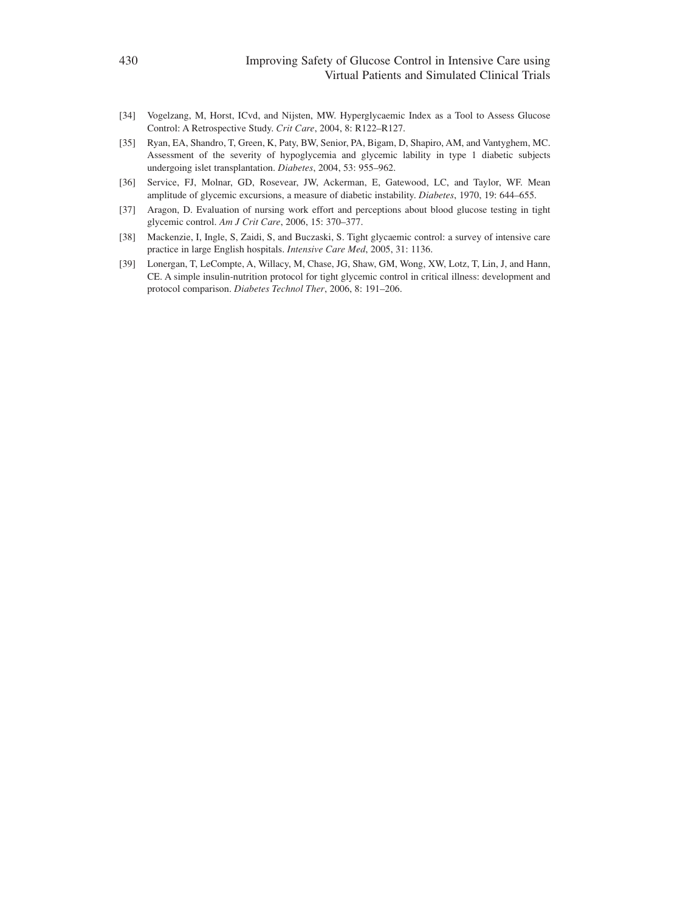[34] Vogelzang, M, Horst, ICvd, and Nijsten, MW. Hyperglycaemic Index as a Tool to Assess Glucose Control: A Retrospective Study. *Crit Care*, 2004, 8: R122–R127.

[35] Ryan, EA, Shandro, T, Green, K, Paty, BW, Senior, PA, Bigam, D, Shapiro, AM, and Vantyghem, MC. Assessment of the severity of hypoglycemia and glycemic lability in type 1 diabetic subjects undergoing islet transplantation. *Diabetes*, 2004, 53: 955–962.

[36] Service, FJ, Molnar, GD, Rosevear, JW, Ackerman, E, Gatewood, LC, and Taylor, WF. Mean amplitude of glycemic excursions, a measure of diabetic instability. *Diabetes*, 1970, 19: 644–655.

[37] Aragon, D. Evaluation of nursing work effort and perceptions about blood glucose testing in tight glycemic control. *Am J Crit Care*, 2006, 15: 370–377.

[38] Mackenzie, I, Ingle, S, Zaidi, S, and Buczaski, S. Tight glycaemic control: a survey of intensive care practice in large English hospitals. *Intensive Care Med*, 2005, 31: 1136.

[39] Lonergan, T, LeCompte, A, Willacy, M, Chase, JG, Shaw, GM, Wong, XW, Lotz, T, Lin, J, and Hann, CE. A simple insulin-nutrition protocol for tight glycemic control in critical illness: development and protocol comparison. *Diabetes Technol Ther*, 2006, 8: 191–206.